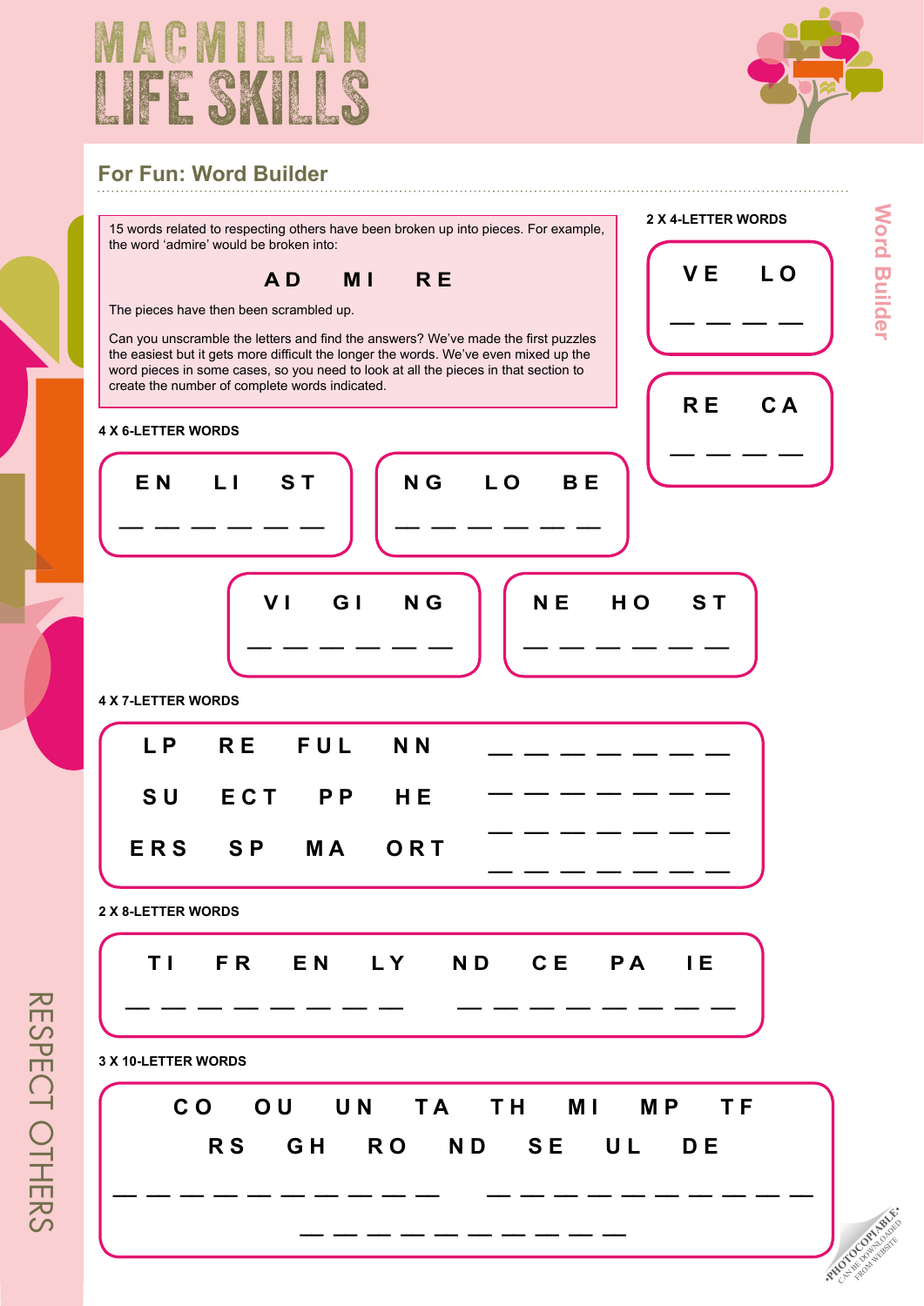# MACMILLAN LIFE SKILLS

## For Fun: Word Builder

15 words related to respecting others have been broken up into pieces. For example, the word 'admire' would be broken into:

**AD MI RE**

The pieces have then been scrambled up.

Can you unscramble the letters and find the answers? We've made the first puzzles the easiest but it gets more difficult the longer the words. We've even mixed up the word pieces in some cases, so you need to look at all the pieces in that section to create the number of complete words indicated.

### 2 X 4-LETTER WORDS

**VE LO**

_ _ _ _

**RE CA**

_ _ _ _

### 4 X 6-LETTER WORDS

**EN LI ST**

_ _ _ _ _ _

**NG LO BE**

_ _ _ _ _ _

**VI GI NG**

_ _ _ _ _ _

**NE HO ST**

_ _ _ _ _ _

### 4 X 7-LETTER WORDS

**LP RE FUL NN**

**SU ECT PP HE**

**ERS SP MA ORT**

_ _ _ _ _ _ _

_ _ _ _ _ _ _

_ _ _ _ _ _ _

_ _ _ _ _ _ _

### 2 X 8-LETTER WORDS

**TI FR EN LY ND CE PA IE**

_ _ _ _ _ _ _ _ &nbsp;&nbsp;&nbsp; _ _ _ _ _ _ _ _

### 3 X 10-LETTER WORDS

**CO OU UN TA TH MI MP TF**

**RS GH RO ND SE UL DE**

_ _ _ _ _ _ _ _ _ _ &nbsp;&nbsp;&nbsp; _ _ _ _ _ _ _ _ _ _

_ _ _ _ _ _ _ _ _ _

Word Builder

RESPECT OTHERS

PHOTOCOPIABLE. CAN BE DOWNLOADED FROM WEBSITE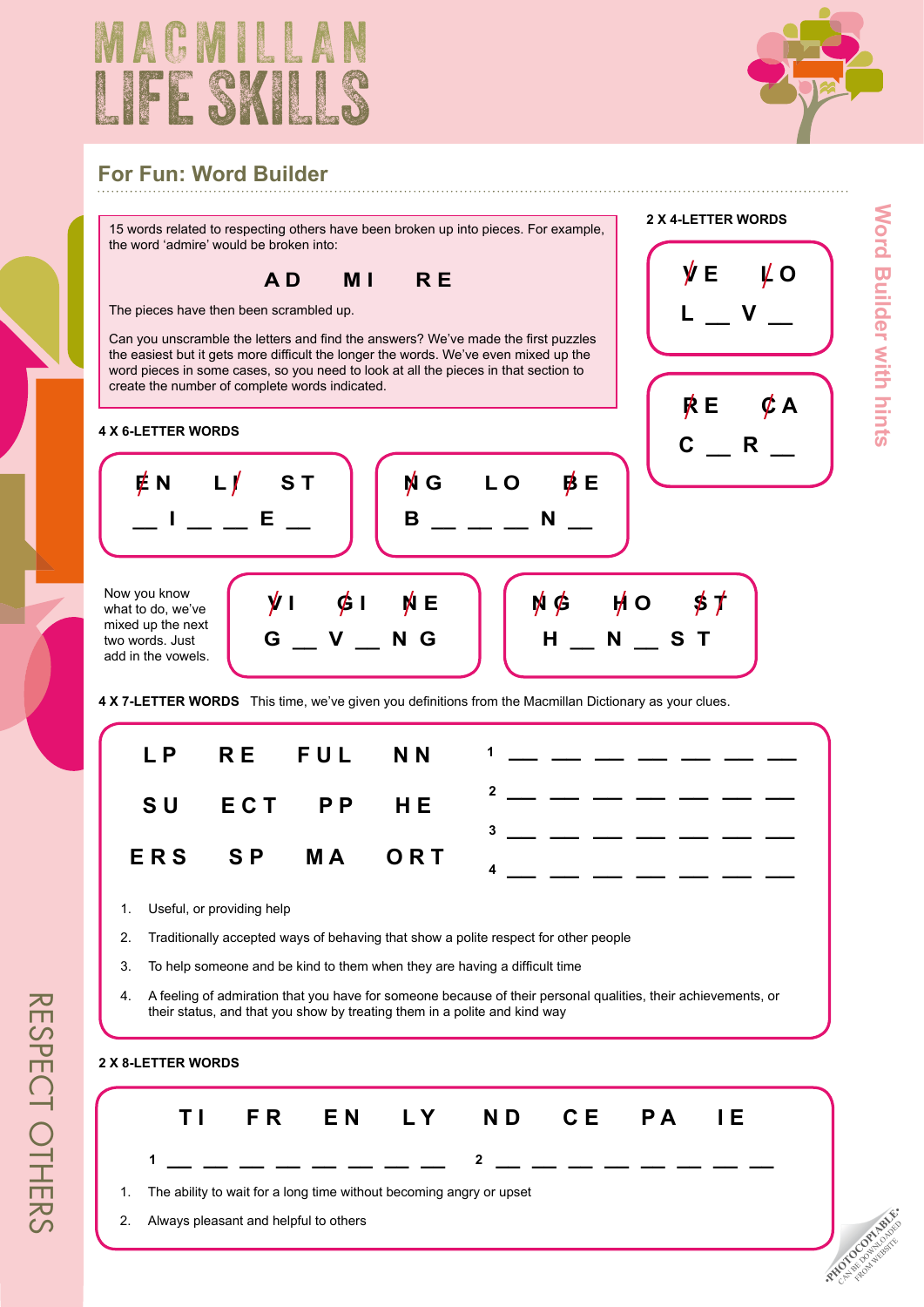# MACMILLAN LIFE SKILLS

## For Fun: Word Builder

15 words related to respecting others have been broken up into pieces. For example, the word 'admire' would be broken into:

**AD  MI  RE**

The pieces have then been scrambled up.

Can you unscramble the letters and find the answers? We've made the first puzzles the easiest but it gets more difficult the longer the words. We've even mixed up the word pieces in some cases, so you need to look at all the pieces in that section to create the number of complete words indicated.

### 2 X 4-LETTER WORDS

**VE  LO**

L __ V __

**RE  CA**

C __ R __

### 4 X 6-LETTER WORDS

**EN  LI  ST**

__ I __ __ E __

**NG  LO  BE**

B __ __ __ N __

Now you know what to do, we've mixed up the next two words. Just add in the vowels.

**VI  GI  NE**

G __ V __ N G

**NG  HO  ST**

H __ N __ S T

### 4 X 7-LETTER WORDS

This time, we've given you definitions from the Macmillan Dictionary as your clues.

**LP  RE  FUL  NN**

**SU  ECT  PP  HE**

**ERS  SP  MA  ORT**

1 __ __ __ __ __ __ __

2 __ __ __ __ __ __ __

3 __ __ __ __ __ __ __

4 __ __ __ __ __ __ __

1. Useful, or providing help
2. Traditionally accepted ways of behaving that show a polite respect for other people
3. To help someone and be kind to them when they are having a difficult time
4. A feeling of admiration that you have for someone because of their personal qualities, their achievements, or their status, and that you show by treating them in a polite and kind way

### 2 X 8-LETTER WORDS

**TI  FR  EN  LY  ND  CE  PA  IE**

1 __ __ __ __ __ __ __ __

2 __ __ __ __ __ __ __ __

1. The ability to wait for a long time without becoming angry or upset
2. Always pleasant and helpful to others

Word Builder with hints

RESPECT OTHERS

PHOTOCOPIABLE. CAN BE DOWNLOADED FROM WEBSITE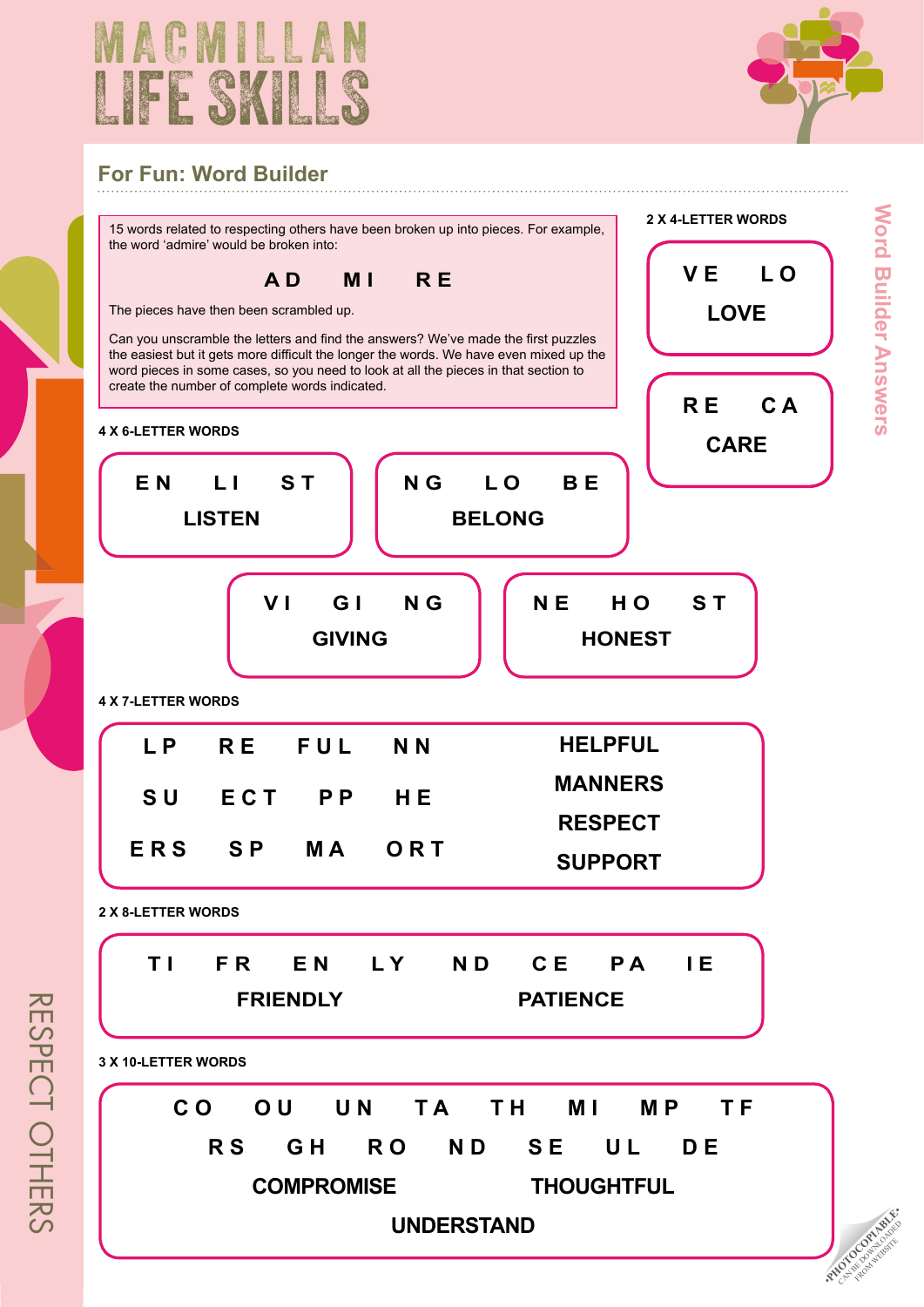# MACMILLAN LIFE SKILLS

## For Fun: Word Builder

15 words related to respecting others have been broken up into pieces. For example, the word 'admire' would be broken into:

**AD MI RE**

The pieces have then been scrambled up.

Can you unscramble the letters and find the answers? We've made the first puzzles the easiest but it gets more difficult the longer the words. We have even mixed up the word pieces in some cases, so you need to look at all the pieces in that section to create the number of complete words indicated.

### 2 X 4-LETTER WORDS

VE LO
**LOVE**

RE CA
**CARE**

### 4 X 6-LETTER WORDS

EN LI ST
**LISTEN**

NG LO BE
**BELONG**

VI GI NG
**GIVING**

NE HO ST
**HONEST**

### 4 X 7-LETTER WORDS

LP RE FUL NN
SU ECT PP HE
ERS SP MA ORT

**HELPFUL**
**MANNERS**
**RESPECT**
**SUPPORT**

### 2 X 8-LETTER WORDS

TI FR EN LY ND CE PA IE

**FRIENDLY** **PATIENCE**

### 3 X 10-LETTER WORDS

CO OU UN TA TH MI MP TF
RS GH RO ND SE UL DE

**COMPROMISE** **THOUGHTFUL**
**UNDERSTAND**

Word Builder Answers

RESPECT OTHERS

PHOTOCOPIABLE. CAN BE DOWNLOADED FROM WEBSITE